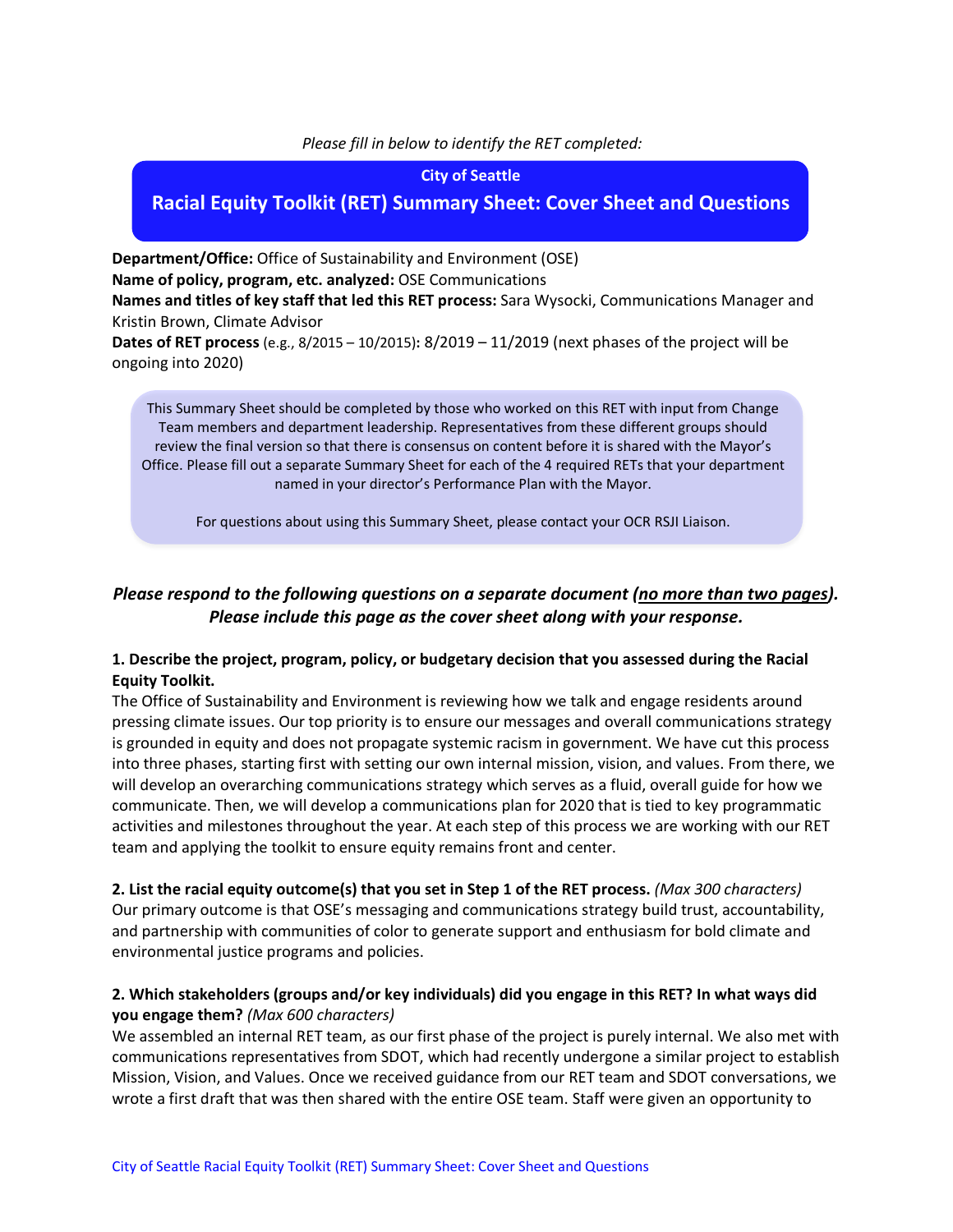*Please fill in below to identify the RET completed:*

**City of Seattle**

# Racial Equity Toolkit (RET) Summary Sheet: Cover Sheet and Questions

**Department/Office:** Office of Sustainability and Environment (OSE)
**Name of policy, program, etc. analyzed:** OSE Communications
**Names and titles of key staff that led this RET process:** Sara Wysocki, Communications Manager and Kristin Brown, Climate Advisor
**Dates of RET process** (e.g., 8/2015 – 10/2015)**:** 8/2019 – 11/2019 (next phases of the project will be ongoing into 2020)

This Summary Sheet should be completed by those who worked on this RET with input from Change Team members and department leadership. Representatives from these different groups should review the final version so that there is consensus on content before it is shared with the Mayor's Office. Please fill out a separate Summary Sheet for each of the 4 required RETs that your department named in your director's Performance Plan with the Mayor.

For questions about using this Summary Sheet, please contact your OCR RSJI Liaison.

***Please respond to the following questions on a separate document (no more than two pages). Please include this page as the cover sheet along with your response.***

**1. Describe the project, program, policy, or budgetary decision that you assessed during the Racial Equity Toolkit.**
The Office of Sustainability and Environment is reviewing how we talk and engage residents around pressing climate issues. Our top priority is to ensure our messages and overall communications strategy is grounded in equity and does not propagate systemic racism in government. We have cut this process into three phases, starting first with setting our own internal mission, vision, and values. From there, we will develop an overarching communications strategy which serves as a fluid, overall guide for how we communicate. Then, we will develop a communications plan for 2020 that is tied to key programmatic activities and milestones throughout the year. At each step of this process we are working with our RET team and applying the toolkit to ensure equity remains front and center.

**2. List the racial equity outcome(s) that you set in Step 1 of the RET process.** *(Max 300 characters)*
Our primary outcome is that OSE's messaging and communications strategy build trust, accountability, and partnership with communities of color to generate support and enthusiasm for bold climate and environmental justice programs and policies.

**2. Which stakeholders (groups and/or key individuals) did you engage in this RET? In what ways did you engage them?** *(Max 600 characters)*
We assembled an internal RET team, as our first phase of the project is purely internal. We also met with communications representatives from SDOT, which had recently undergone a similar project to establish Mission, Vision, and Values. Once we received guidance from our RET team and SDOT conversations, we wrote a first draft that was then shared with the entire OSE team. Staff were given an opportunity to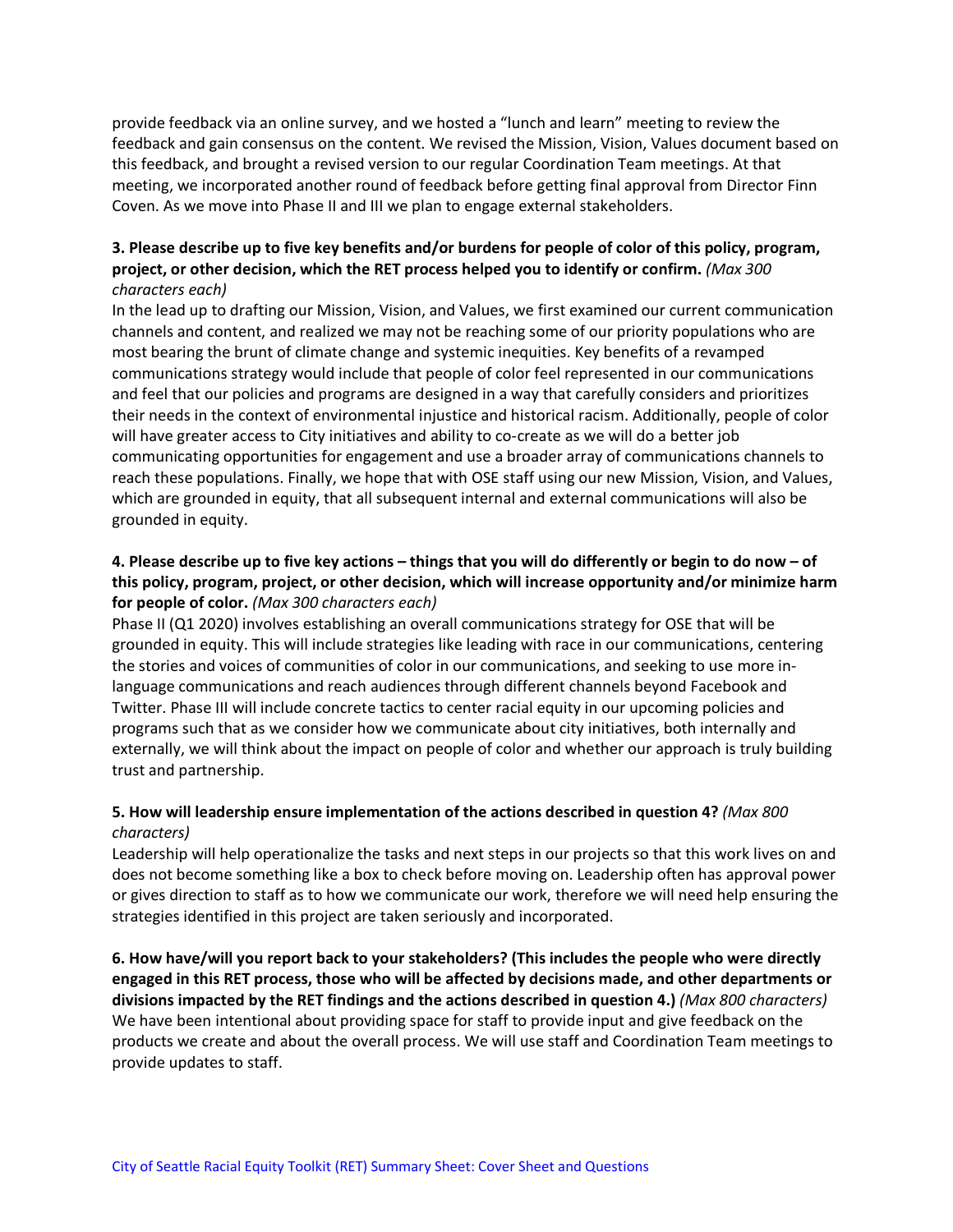provide feedback via an online survey, and we hosted a “lunch and learn” meeting to review the feedback and gain consensus on the content. We revised the Mission, Vision, Values document based on this feedback, and brought a revised version to our regular Coordination Team meetings. At that meeting, we incorporated another round of feedback before getting final approval from Director Finn Coven. As we move into Phase II and III we plan to engage external stakeholders.

**3. Please describe up to five key benefits and/or burdens for people of color of this policy, program, project, or other decision, which the RET process helped you to identify or confirm.** *(Max 300 characters each)*

In the lead up to drafting our Mission, Vision, and Values, we first examined our current communication channels and content, and realized we may not be reaching some of our priority populations who are most bearing the brunt of climate change and systemic inequities. Key benefits of a revamped communications strategy would include that people of color feel represented in our communications and feel that our policies and programs are designed in a way that carefully considers and prioritizes their needs in the context of environmental injustice and historical racism. Additionally, people of color will have greater access to City initiatives and ability to co-create as we will do a better job communicating opportunities for engagement and use a broader array of communications channels to reach these populations. Finally, we hope that with OSE staff using our new Mission, Vision, and Values, which are grounded in equity, that all subsequent internal and external communications will also be grounded in equity.

**4. Please describe up to five key actions – things that you will do differently or begin to do now – of this policy, program, project, or other decision, which will increase opportunity and/or minimize harm for people of color.** *(Max 300 characters each)*

Phase II (Q1 2020) involves establishing an overall communications strategy for OSE that will be grounded in equity. This will include strategies like leading with race in our communications, centering the stories and voices of communities of color in our communications, and seeking to use more in-language communications and reach audiences through different channels beyond Facebook and Twitter. Phase III will include concrete tactics to center racial equity in our upcoming policies and programs such that as we consider how we communicate about city initiatives, both internally and externally, we will think about the impact on people of color and whether our approach is truly building trust and partnership.

**5. How will leadership ensure implementation of the actions described in question 4?** *(Max 800 characters)*

Leadership will help operationalize the tasks and next steps in our projects so that this work lives on and does not become something like a box to check before moving on. Leadership often has approval power or gives direction to staff as to how we communicate our work, therefore we will need help ensuring the strategies identified in this project are taken seriously and incorporated.

**6. How have/will you report back to your stakeholders? (This includes the people who were directly engaged in this RET process, those who will be affected by decisions made, and other departments or divisions impacted by the RET findings and the actions described in question 4.)** *(Max 800 characters)*

We have been intentional about providing space for staff to provide input and give feedback on the products we create and about the overall process. We will use staff and Coordination Team meetings to provide updates to staff.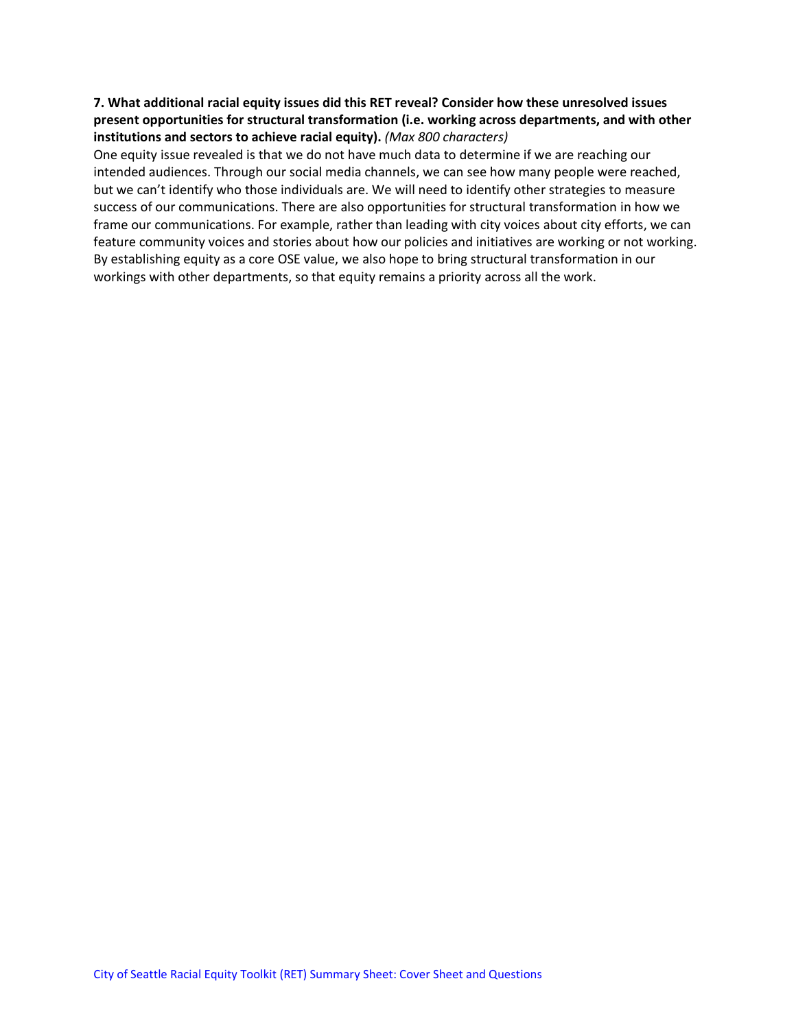**7. What additional racial equity issues did this RET reveal? Consider how these unresolved issues present opportunities for structural transformation (i.e. working across departments, and with other institutions and sectors to achieve racial equity).** *(Max 800 characters)*

One equity issue revealed is that we do not have much data to determine if we are reaching our intended audiences. Through our social media channels, we can see how many people were reached, but we can't identify who those individuals are. We will need to identify other strategies to measure success of our communications. There are also opportunities for structural transformation in how we frame our communications. For example, rather than leading with city voices about city efforts, we can feature community voices and stories about how our policies and initiatives are working or not working. By establishing equity as a core OSE value, we also hope to bring structural transformation in our workings with other departments, so that equity remains a priority across all the work.